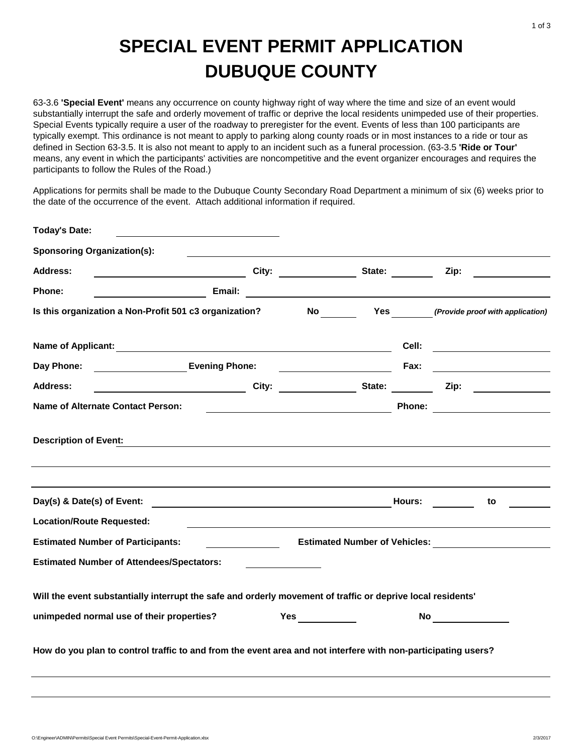# SPECIAL EVENT PERMIT APPLICATION
# DUBUQUE COUNTY

63-3.6 **'Special Event'** means any occurrence on county highway right of way where the time and size of an event would substantially interrupt the safe and orderly movement of traffic or deprive the local residents unimpeded use of their properties. Special Events typically require a user of the roadway to preregister for the event. Events of less than 100 participants are typically exempt. This ordinance is not meant to apply to parking along county roads or in most instances to a ride or tour as defined in Section 63-3.5. It is also not meant to apply to an incident such as a funeral procession. (63-3.5 **'Ride or Tour'** means, any event in which the participants' activities are noncompetitive and the event organizer encourages and requires the participants to follow the Rules of the Road.)

Applications for permits shall be made to the Dubuque County Secondary Road Department a minimum of six (6) weeks prior to the date of the occurrence of the event. Attach additional information if required.

**Today's Date:** ____________________

**Sponsoring Organization(s):** ____________________

**Address:** ____________________ **City:** ____________ **State:** ________ **Zip:** ____________

**Phone:** ____________________ **Email:** ____________________

**Is this organization a Non-Profit 501 c3 organization?** **No** ________ **Yes** ________ ***(Provide proof with application)***

**Name of Applicant:** ____________________ **Cell:** ____________________

**Day Phone:** ____________ **Evening Phone:** ____________ **Fax:** ____________

**Address:** ____________________ **City:** ____________ **State:** ________ **Zip:** ____________

**Name of Alternate Contact Person:** ____________________ **Phone:** ____________________

**Description of Event:** ____________________

____________________________________________________________

____________________________________________________________

**Day(s) & Date(s) of Event:** ____________________ **Hours:** ________ **to** ________

**Location/Route Requested:** ____________________

**Estimated Number of Participants:** ____________ **Estimated Number of Vehicles:** ____________

**Estimated Number of Attendees/Spectators:** ____________

**Will the event substantially interrupt the safe and orderly movement of traffic or deprive local residents' unimpeded normal use of their properties?** **Yes** ____________ **No** ____________

**How do you plan to control traffic to and from the event area and not interfere with non-participating users?**

____________________________________________________________

____________________________________________________________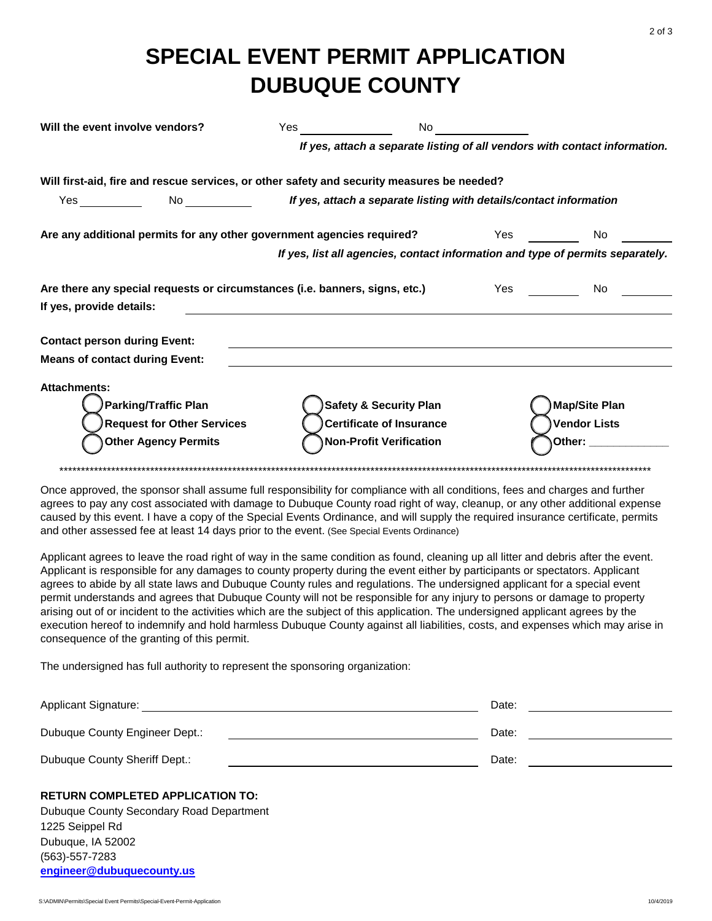# SPECIAL EVENT PERMIT APPLICATION
# DUBUQUE COUNTY

**Will the event involve vendors?** Yes ______________ No ______________

***If yes, attach a separate listing of all vendors with contact information.***

**Will first-aid, fire and rescue services, or other safety and security measures be needed?**

Yes __________ No __________ ***If yes, attach a separate listing with details/contact information***

**Are any additional permits for any other government agencies required?** Yes ________ No ________

***If yes, list all agencies, contact information and type of permits separately.***

**Are there any special requests or circumstances (i.e. banners, signs, etc.)** Yes ________ No ________

**If yes, provide details:** ______________________________________________________________

**Contact person during Event:** ______________________________________________________________

**Means of contact during Event:** ______________________________________________________________

**Attachments:**

- ◯ **Parking/Traffic Plan**
- ◯ **Safety & Security Plan**
- ◯ **Map/Site Plan**
- ◯ **Request for Other Services**
- ◯ **Certificate of Insurance**
- ◯ **Vendor Lists**
- ◯ **Other Agency Permits**
- ◯ **Non-Profit Verification**
- ◯ **Other:** _____________

*************************************************************************************************************************************

Once approved, the sponsor shall assume full responsibility for compliance with all conditions, fees and charges and further agrees to pay any cost associated with damage to Dubuque County road right of way, cleanup, or any other additional expense caused by this event. I have a copy of the Special Events Ordinance, and will supply the required insurance certificate, permits and other assessed fee at least 14 days prior to the event. (See Special Events Ordinance)

Applicant agrees to leave the road right of way in the same condition as found, cleaning up all litter and debris after the event. Applicant is responsible for any damages to county property during the event either by participants or spectators. Applicant agrees to abide by all state laws and Dubuque County rules and regulations. The undersigned applicant for a special event permit understands and agrees that Dubuque County will not be responsible for any injury to persons or damage to property arising out of or incident to the activities which are the subject of this application. The undersigned applicant agrees by the execution hereof to indemnify and hold harmless Dubuque County against all liabilities, costs, and expenses which may arise in consequence of the granting of this permit.

The undersigned has full authority to represent the sponsoring organization:

Applicant Signature: ________________________________________ Date: ____________________

Dubuque County Engineer Dept.: ________________________________________ Date: ____________________

Dubuque County Sheriff Dept.: ________________________________________ Date: ____________________

**RETURN COMPLETED APPLICATION TO:**

Dubuque County Secondary Road Department
1225 Seippel Rd
Dubuque, IA 52002
(563)-557-7283
**engineer@dubuquecounty.us**

S:\ADMIN\Permits\Special Event Permits\Special-Event-Permit-Application 10/4/2019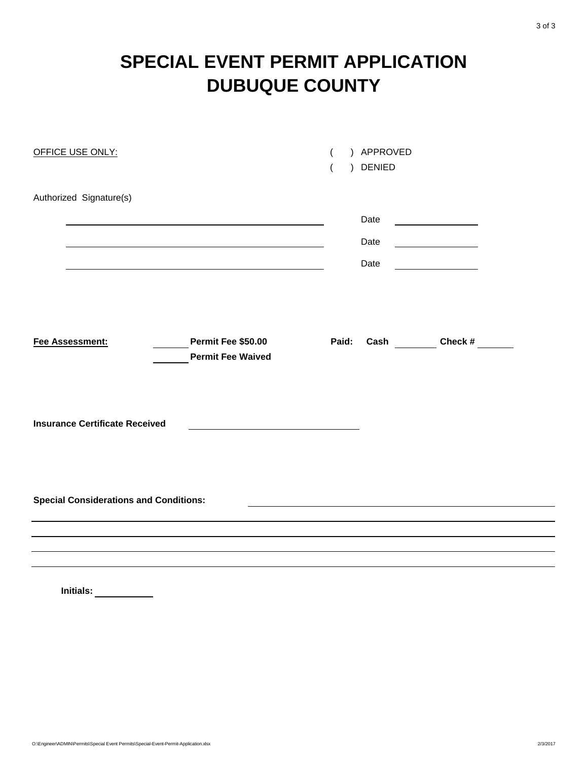# SPECIAL EVENT PERMIT APPLICATION
# DUBUQUE COUNTY

OFFICE USE ONLY:

( ) APPROVED
( ) DENIED

Authorized Signature(s)

\_\_\_\_\_\_\_\_\_\_\_\_\_\_\_\_\_\_\_\_\_\_\_\_\_\_\_\_\_\_\_\_\_\_\_\_\_\_\_\_ Date \_\_\_\_\_\_\_\_\_\_\_\_\_\_

\_\_\_\_\_\_\_\_\_\_\_\_\_\_\_\_\_\_\_\_\_\_\_\_\_\_\_\_\_\_\_\_\_\_\_\_\_\_\_\_ Date \_\_\_\_\_\_\_\_\_\_\_\_\_\_

\_\_\_\_\_\_\_\_\_\_\_\_\_\_\_\_\_\_\_\_\_\_\_\_\_\_\_\_\_\_\_\_\_\_\_\_\_\_\_\_ Date \_\_\_\_\_\_\_\_\_\_\_\_\_\_

**Fee Assessment:** \_\_\_\_\_\_ **Permit Fee $50.00** **Paid: Cash** \_\_\_\_\_\_\_ **Check #** \_\_\_\_\_\_

\_\_\_\_\_\_ **Permit Fee Waived**

**Insurance Certificate Received** \_\_\_\_\_\_\_\_\_\_\_\_\_\_\_\_\_\_\_\_\_\_\_\_\_\_\_\_

**Special Considerations and Conditions:** \_\_\_\_\_\_\_\_\_\_\_\_\_\_\_\_\_\_\_\_\_\_\_\_\_\_\_\_\_\_\_\_\_\_\_\_\_\_\_\_\_\_\_\_

\_\_\_\_\_\_\_\_\_\_\_\_\_\_\_\_\_\_\_\_\_\_\_\_\_\_\_\_\_\_\_\_\_\_\_\_\_\_\_\_\_\_\_\_\_\_\_\_\_\_\_\_\_\_\_\_\_\_\_\_\_\_\_\_\_\_\_\_\_\_\_\_\_\_\_\_\_\_\_\_\_\_\_\_

\_\_\_\_\_\_\_\_\_\_\_\_\_\_\_\_\_\_\_\_\_\_\_\_\_\_\_\_\_\_\_\_\_\_\_\_\_\_\_\_\_\_\_\_\_\_\_\_\_\_\_\_\_\_\_\_\_\_\_\_\_\_\_\_\_\_\_\_\_\_\_\_\_\_\_\_\_\_\_\_\_\_\_\_

\_\_\_\_\_\_\_\_\_\_\_\_\_\_\_\_\_\_\_\_\_\_\_\_\_\_\_\_\_\_\_\_\_\_\_\_\_\_\_\_\_\_\_\_\_\_\_\_\_\_\_\_\_\_\_\_\_\_\_\_\_\_\_\_\_\_\_\_\_\_\_\_\_\_\_\_\_\_\_\_\_\_\_\_

\_\_\_\_\_\_\_\_\_\_\_\_\_\_\_\_\_\_\_\_\_\_\_\_\_\_\_\_\_\_\_\_\_\_\_\_\_\_\_\_\_\_\_\_\_\_\_\_\_\_\_\_\_\_\_\_\_\_\_\_\_\_\_\_\_\_\_\_\_\_\_\_\_\_\_\_\_\_\_\_\_\_\_\_

**Initials:** \_\_\_\_\_\_\_\_\_